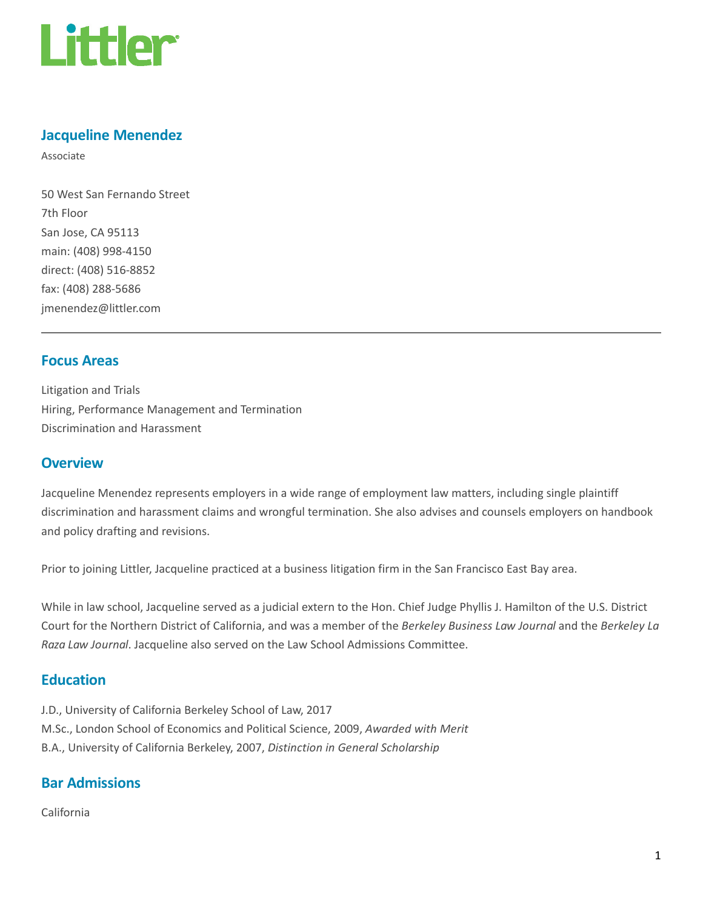Littler

# Jacqueline Menendez

Associate

50 West San Fernando Street
7th Floor
San Jose, CA 95113
main: (408) 998-4150
direct: (408) 516-8852
fax: (408) 288-5686
jmenendez@littler.com

---

## Focus Areas

Litigation and Trials
Hiring, Performance Management and Termination
Discrimination and Harassment

## Overview

Jacqueline Menendez represents employers in a wide range of employment law matters, including single plaintiff discrimination and harassment claims and wrongful termination. She also advises and counsels employers on handbook and policy drafting and revisions.

Prior to joining Littler, Jacqueline practiced at a business litigation firm in the San Francisco East Bay area.

While in law school, Jacqueline served as a judicial extern to the Hon. Chief Judge Phyllis J. Hamilton of the U.S. District Court for the Northern District of California, and was a member of the *Berkeley Business Law Journal* and the *Berkeley La Raza Law Journal*. Jacqueline also served on the Law School Admissions Committee.

## Education

J.D., University of California Berkeley School of Law, 2017
M.Sc., London School of Economics and Political Science, 2009, *Awarded with Merit*
B.A., University of California Berkeley, 2007, *Distinction in General Scholarship*

## Bar Admissions

California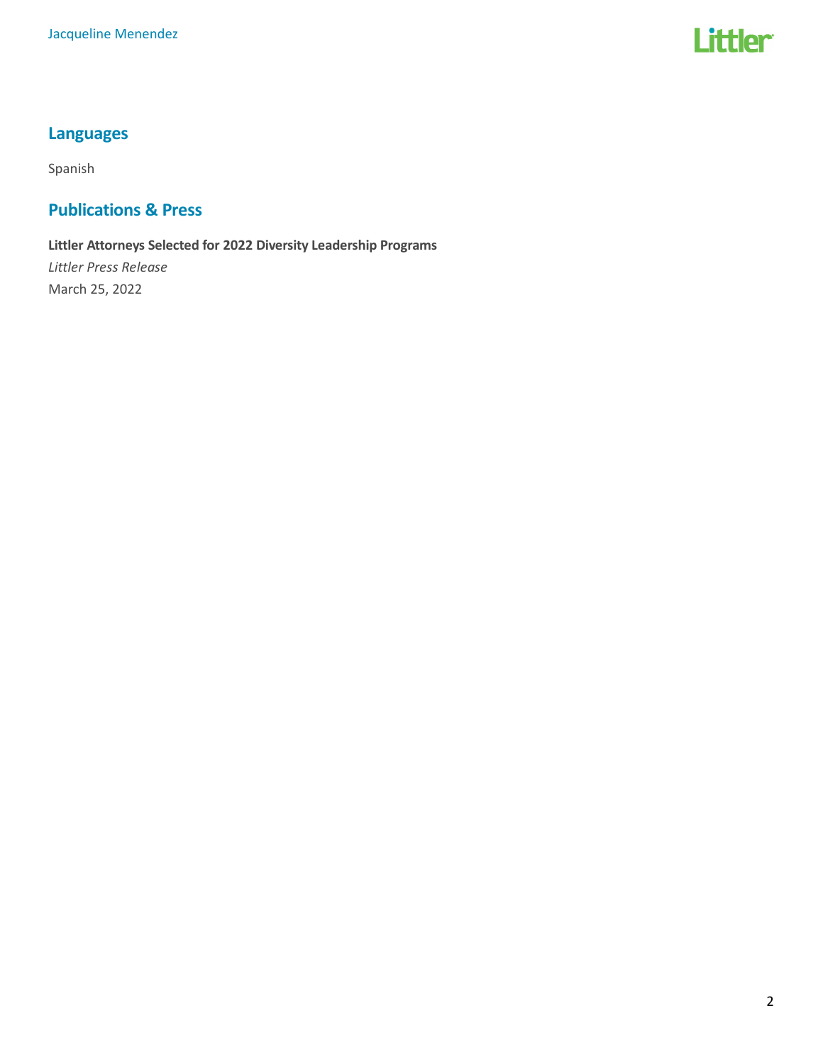## Languages

Spanish

## Publications & Press

**Littler Attorneys Selected for 2022 Diversity Leadership Programs**

*Littler Press Release*

March 25, 2022